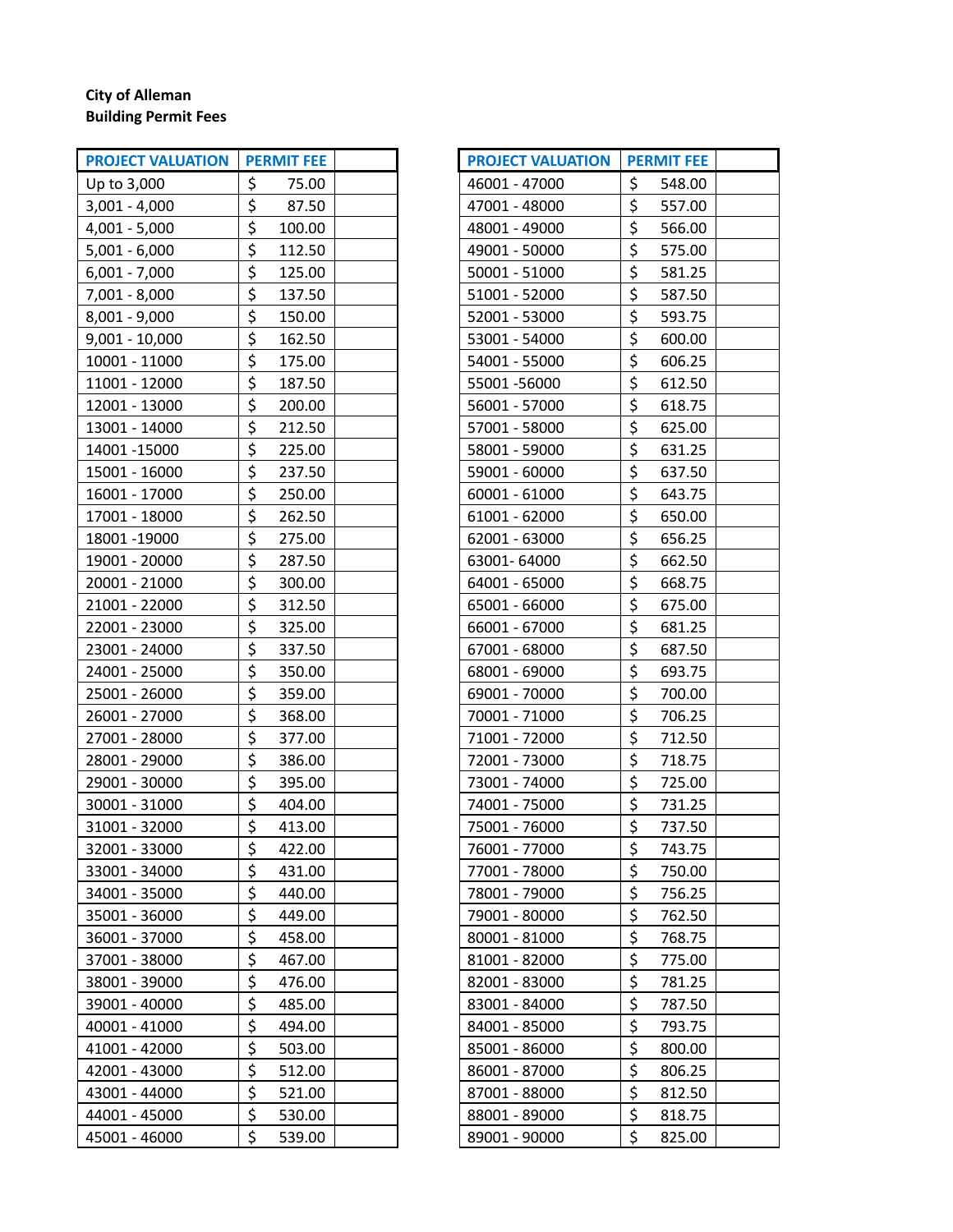**City of Alleman**
**Building Permit Fees**

| PROJECT VALUATION | PERMIT FEE | |
|---|---|---|
| Up to 3,000 | $ 75.00 | |
| 3,001 - 4,000 | $ 87.50 | |
| 4,001 - 5,000 | $ 100.00 | |
| 5,001 - 6,000 | $ 112.50 | |
| 6,001 - 7,000 | $ 125.00 | |
| 7,001 - 8,000 | $ 137.50 | |
| 8,001 - 9,000 | $ 150.00 | |
| 9,001 - 10,000 | $ 162.50 | |
| 10001 - 11000 | $ 175.00 | |
| 11001 - 12000 | $ 187.50 | |
| 12001 - 13000 | $ 200.00 | |
| 13001 - 14000 | $ 212.50 | |
| 14001 -15000 | $ 225.00 | |
| 15001 - 16000 | $ 237.50 | |
| 16001 - 17000 | $ 250.00 | |
| 17001 - 18000 | $ 262.50 | |
| 18001 -19000 | $ 275.00 | |
| 19001 - 20000 | $ 287.50 | |
| 20001 - 21000 | $ 300.00 | |
| 21001 - 22000 | $ 312.50 | |
| 22001 - 23000 | $ 325.00 | |
| 23001 - 24000 | $ 337.50 | |
| 24001 - 25000 | $ 350.00 | |
| 25001 - 26000 | $ 359.00 | |
| 26001 - 27000 | $ 368.00 | |
| 27001 - 28000 | $ 377.00 | |
| 28001 - 29000 | $ 386.00 | |
| 29001 - 30000 | $ 395.00 | |
| 30001 - 31000 | $ 404.00 | |
| 31001 - 32000 | $ 413.00 | |
| 32001 - 33000 | $ 422.00 | |
| 33001 - 34000 | $ 431.00 | |
| 34001 - 35000 | $ 440.00 | |
| 35001 - 36000 | $ 449.00 | |
| 36001 - 37000 | $ 458.00 | |
| 37001 - 38000 | $ 467.00 | |
| 38001 - 39000 | $ 476.00 | |
| 39001 - 40000 | $ 485.00 | |
| 40001 - 41000 | $ 494.00 | |
| 41001 - 42000 | $ 503.00 | |
| 42001 - 43000 | $ 512.00 | |
| 43001 - 44000 | $ 521.00 | |
| 44001 - 45000 | $ 530.00 | |
| 45001 - 46000 | $ 539.00 | |

| PROJECT VALUATION | PERMIT FEE | |
|---|---|---|
| 46001 - 47000 | $ 548.00 | |
| 47001 - 48000 | $ 557.00 | |
| 48001 - 49000 | $ 566.00 | |
| 49001 - 50000 | $ 575.00 | |
| 50001 - 51000 | $ 581.25 | |
| 51001 - 52000 | $ 587.50 | |
| 52001 - 53000 | $ 593.75 | |
| 53001 - 54000 | $ 600.00 | |
| 54001 - 55000 | $ 606.25 | |
| 55001 -56000 | $ 612.50 | |
| 56001 - 57000 | $ 618.75 | |
| 57001 - 58000 | $ 625.00 | |
| 58001 - 59000 | $ 631.25 | |
| 59001 - 60000 | $ 637.50 | |
| 60001 - 61000 | $ 643.75 | |
| 61001 - 62000 | $ 650.00 | |
| 62001 - 63000 | $ 656.25 | |
| 63001- 64000 | $ 662.50 | |
| 64001 - 65000 | $ 668.75 | |
| 65001 - 66000 | $ 675.00 | |
| 66001 - 67000 | $ 681.25 | |
| 67001 - 68000 | $ 687.50 | |
| 68001 - 69000 | $ 693.75 | |
| 69001 - 70000 | $ 700.00 | |
| 70001 - 71000 | $ 706.25 | |
| 71001 - 72000 | $ 712.50 | |
| 72001 - 73000 | $ 718.75 | |
| 73001 - 74000 | $ 725.00 | |
| 74001 - 75000 | $ 731.25 | |
| 75001 - 76000 | $ 737.50 | |
| 76001 - 77000 | $ 743.75 | |
| 77001 - 78000 | $ 750.00 | |
| 78001 - 79000 | $ 756.25 | |
| 79001 - 80000 | $ 762.50 | |
| 80001 - 81000 | $ 768.75 | |
| 81001 - 82000 | $ 775.00 | |
| 82001 - 83000 | $ 781.25 | |
| 83001 - 84000 | $ 787.50 | |
| 84001 - 85000 | $ 793.75 | |
| 85001 - 86000 | $ 800.00 | |
| 86001 - 87000 | $ 806.25 | |
| 87001 - 88000 | $ 812.50 | |
| 88001 - 89000 | $ 818.75 | |
| 89001 - 90000 | $ 825.00 | |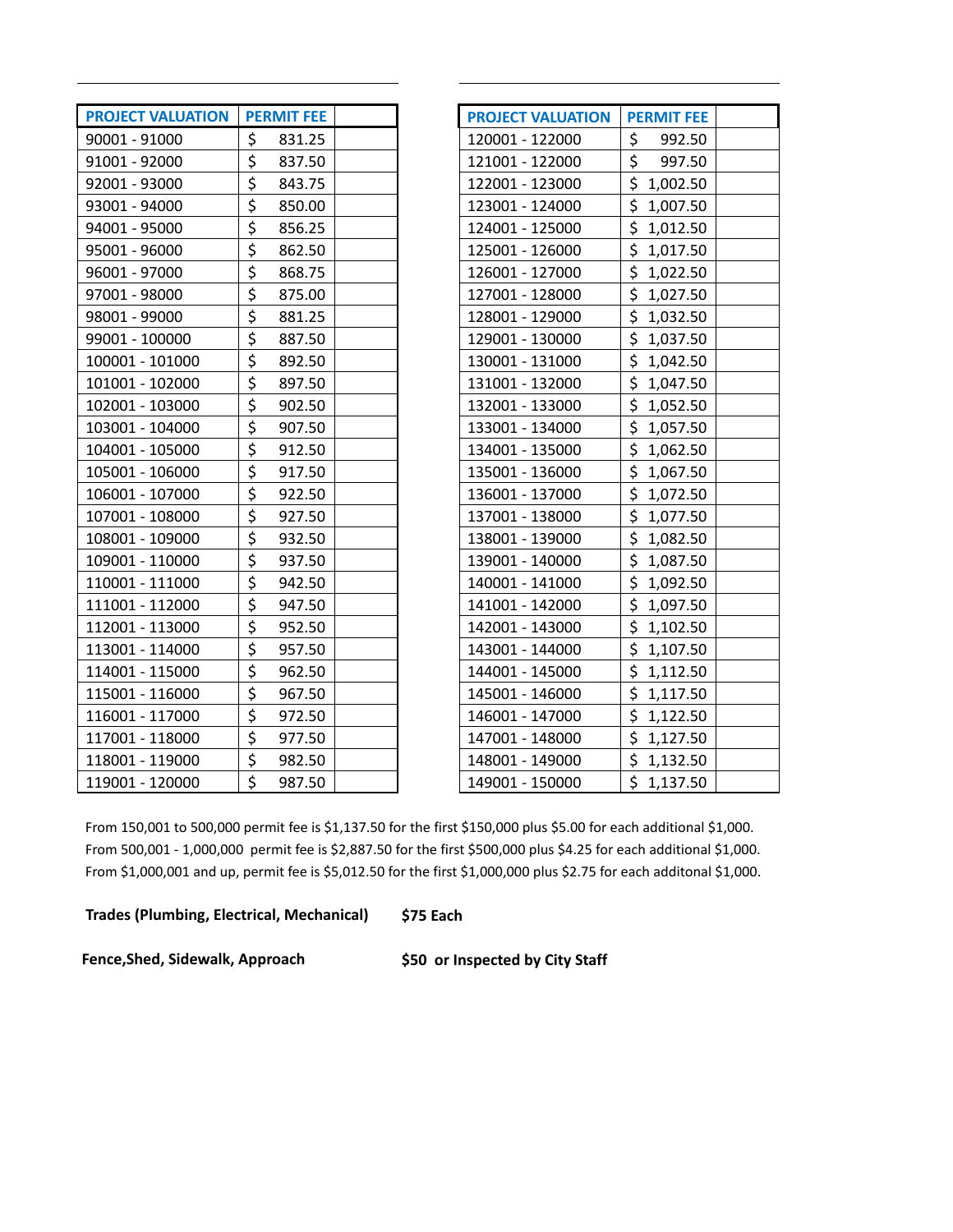| PROJECT VALUATION | PERMIT FEE | |
|---|---|---|
| 90001 - 91000 | $ 831.25 | |
| 91001 - 92000 | $ 837.50 | |
| 92001 - 93000 | $ 843.75 | |
| 93001 - 94000 | $ 850.00 | |
| 94001 - 95000 | $ 856.25 | |
| 95001 - 96000 | $ 862.50 | |
| 96001 - 97000 | $ 868.75 | |
| 97001 - 98000 | $ 875.00 | |
| 98001 - 99000 | $ 881.25 | |
| 99001 - 100000 | $ 887.50 | |
| 100001 - 101000 | $ 892.50 | |
| 101001 - 102000 | $ 897.50 | |
| 102001 - 103000 | $ 902.50 | |
| 103001 - 104000 | $ 907.50 | |
| 104001 - 105000 | $ 912.50 | |
| 105001 - 106000 | $ 917.50 | |
| 106001 - 107000 | $ 922.50 | |
| 107001 - 108000 | $ 927.50 | |
| 108001 - 109000 | $ 932.50 | |
| 109001 - 110000 | $ 937.50 | |
| 110001 - 111000 | $ 942.50 | |
| 111001 - 112000 | $ 947.50 | |
| 112001 - 113000 | $ 952.50 | |
| 113001 - 114000 | $ 957.50 | |
| 114001 - 115000 | $ 962.50 | |
| 115001 - 116000 | $ 967.50 | |
| 116001 - 117000 | $ 972.50 | |
| 117001 - 118000 | $ 977.50 | |
| 118001 - 119000 | $ 982.50 | |
| 119001 - 120000 | $ 987.50 | |

| PROJECT VALUATION | PERMIT FEE | |
|---|---|---|
| 120001 - 122000 | $ 992.50 | |
| 121001 - 122000 | $ 997.50 | |
| 122001 - 123000 | $ 1,002.50 | |
| 123001 - 124000 | $ 1,007.50 | |
| 124001 - 125000 | $ 1,012.50 | |
| 125001 - 126000 | $ 1,017.50 | |
| 126001 - 127000 | $ 1,022.50 | |
| 127001 - 128000 | $ 1,027.50 | |
| 128001 - 129000 | $ 1,032.50 | |
| 129001 - 130000 | $ 1,037.50 | |
| 130001 - 131000 | $ 1,042.50 | |
| 131001 - 132000 | $ 1,047.50 | |
| 132001 - 133000 | $ 1,052.50 | |
| 133001 - 134000 | $ 1,057.50 | |
| 134001 - 135000 | $ 1,062.50 | |
| 135001 - 136000 | $ 1,067.50 | |
| 136001 - 137000 | $ 1,072.50 | |
| 137001 - 138000 | $ 1,077.50 | |
| 138001 - 139000 | $ 1,082.50 | |
| 139001 - 140000 | $ 1,087.50 | |
| 140001 - 141000 | $ 1,092.50 | |
| 141001 - 142000 | $ 1,097.50 | |
| 142001 - 143000 | $ 1,102.50 | |
| 143001 - 144000 | $ 1,107.50 | |
| 144001 - 145000 | $ 1,112.50 | |
| 145001 - 146000 | $ 1,117.50 | |
| 146001 - 147000 | $ 1,122.50 | |
| 147001 - 148000 | $ 1,127.50 | |
| 148001 - 149000 | $ 1,132.50 | |
| 149001 - 150000 | $ 1,137.50 | |

From 150,001 to 500,000 permit fee is $1,137.50 for the first $150,000 plus $5.00 for each additional $1,000.
From 500,001 - 1,000,000 permit fee is $2,887.50 for the first $500,000 plus $4.25 for each additional $1,000.
From $1,000,001 and up, permit fee is $5,012.50 for the first $1,000,000 plus $2.75 for each additonal $1,000.

**Trades (Plumbing, Electrical, Mechanical)** **$75 Each**

**Fence,Shed, Sidewalk, Approach** **$50 or Inspected by City Staff**